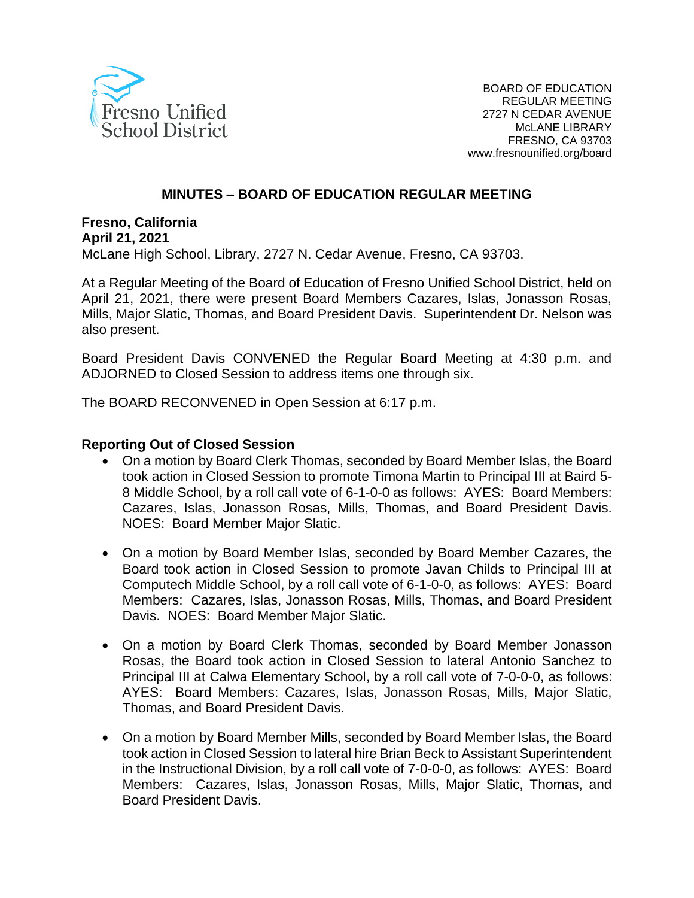Fresno Unified School District

BOARD OF EDUCATION
REGULAR MEETING
2727 N CEDAR AVENUE
McLANE LIBRARY
FRESNO, CA 93703
www.fresnounified.org/board

## MINUTES – BOARD OF EDUCATION REGULAR MEETING

**Fresno, California**
**April 21, 2021**
McLane High School, Library, 2727 N. Cedar Avenue, Fresno, CA 93703.

At a Regular Meeting of the Board of Education of Fresno Unified School District, held on April 21, 2021, there were present Board Members Cazares, Islas, Jonasson Rosas, Mills, Major Slatic, Thomas, and Board President Davis. Superintendent Dr. Nelson was also present.

Board President Davis CONVENED the Regular Board Meeting at 4:30 p.m. and ADJORNED to Closed Session to address items one through six.

The BOARD RECONVENED in Open Session at 6:17 p.m.

### Reporting Out of Closed Session

- On a motion by Board Clerk Thomas, seconded by Board Member Islas, the Board took action in Closed Session to promote Timona Martin to Principal III at Baird 5-8 Middle School, by a roll call vote of 6-1-0-0 as follows: AYES: Board Members: Cazares, Islas, Jonasson Rosas, Mills, Thomas, and Board President Davis. NOES: Board Member Major Slatic.
- On a motion by Board Member Islas, seconded by Board Member Cazares, the Board took action in Closed Session to promote Javan Childs to Principal III at Computech Middle School, by a roll call vote of 6-1-0-0, as follows: AYES: Board Members: Cazares, Islas, Jonasson Rosas, Mills, Thomas, and Board President Davis. NOES: Board Member Major Slatic.
- On a motion by Board Clerk Thomas, seconded by Board Member Jonasson Rosas, the Board took action in Closed Session to lateral Antonio Sanchez to Principal III at Calwa Elementary School, by a roll call vote of 7-0-0-0, as follows: AYES: Board Members: Cazares, Islas, Jonasson Rosas, Mills, Major Slatic, Thomas, and Board President Davis.
- On a motion by Board Member Mills, seconded by Board Member Islas, the Board took action in Closed Session to lateral hire Brian Beck to Assistant Superintendent in the Instructional Division, by a roll call vote of 7-0-0-0, as follows: AYES: Board Members: Cazares, Islas, Jonasson Rosas, Mills, Major Slatic, Thomas, and Board President Davis.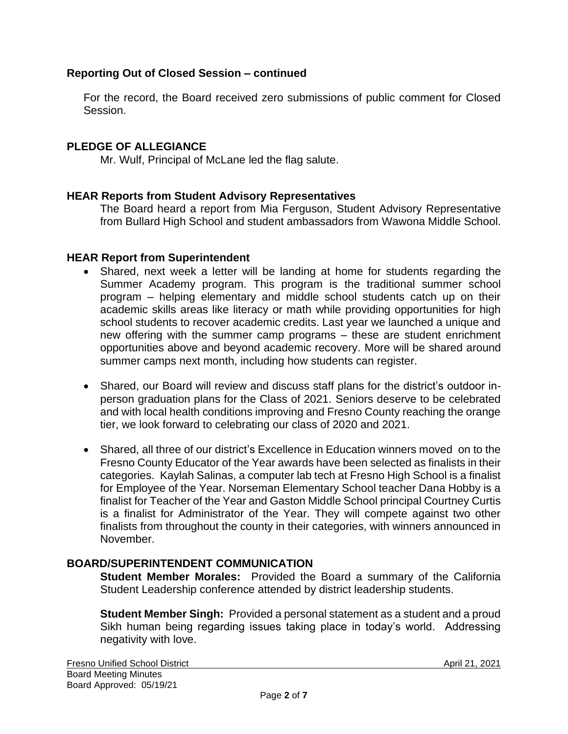**Reporting Out of Closed Session – continued**

For the record, the Board received zero submissions of public comment for Closed Session.

**PLEDGE OF ALLEGIANCE**

Mr. Wulf, Principal of McLane led the flag salute.

**HEAR Reports from Student Advisory Representatives**

The Board heard a report from Mia Ferguson, Student Advisory Representative from Bullard High School and student ambassadors from Wawona Middle School.

**HEAR Report from Superintendent**

- Shared, next week a letter will be landing at home for students regarding the Summer Academy program. This program is the traditional summer school program – helping elementary and middle school students catch up on their academic skills areas like literacy or math while providing opportunities for high school students to recover academic credits. Last year we launched a unique and new offering with the summer camp programs – these are student enrichment opportunities above and beyond academic recovery. More will be shared around summer camps next month, including how students can register.

- Shared, our Board will review and discuss staff plans for the district's outdoor in-person graduation plans for the Class of 2021. Seniors deserve to be celebrated and with local health conditions improving and Fresno County reaching the orange tier, we look forward to celebrating our class of 2020 and 2021.

- Shared, all three of our district's Excellence in Education winners moved on to the Fresno County Educator of the Year awards have been selected as finalists in their categories. Kaylah Salinas, a computer lab tech at Fresno High School is a finalist for Employee of the Year. Norseman Elementary School teacher Dana Hobby is a finalist for Teacher of the Year and Gaston Middle School principal Courtney Curtis is a finalist for Administrator of the Year. They will compete against two other finalists from throughout the county in their categories, with winners announced in November.

**BOARD/SUPERINTENDENT COMMUNICATION**

**Student Member Morales:** Provided the Board a summary of the California Student Leadership conference attended by district leadership students.

**Student Member Singh:** Provided a personal statement as a student and a proud Sikh human being regarding issues taking place in today's world. Addressing negativity with love.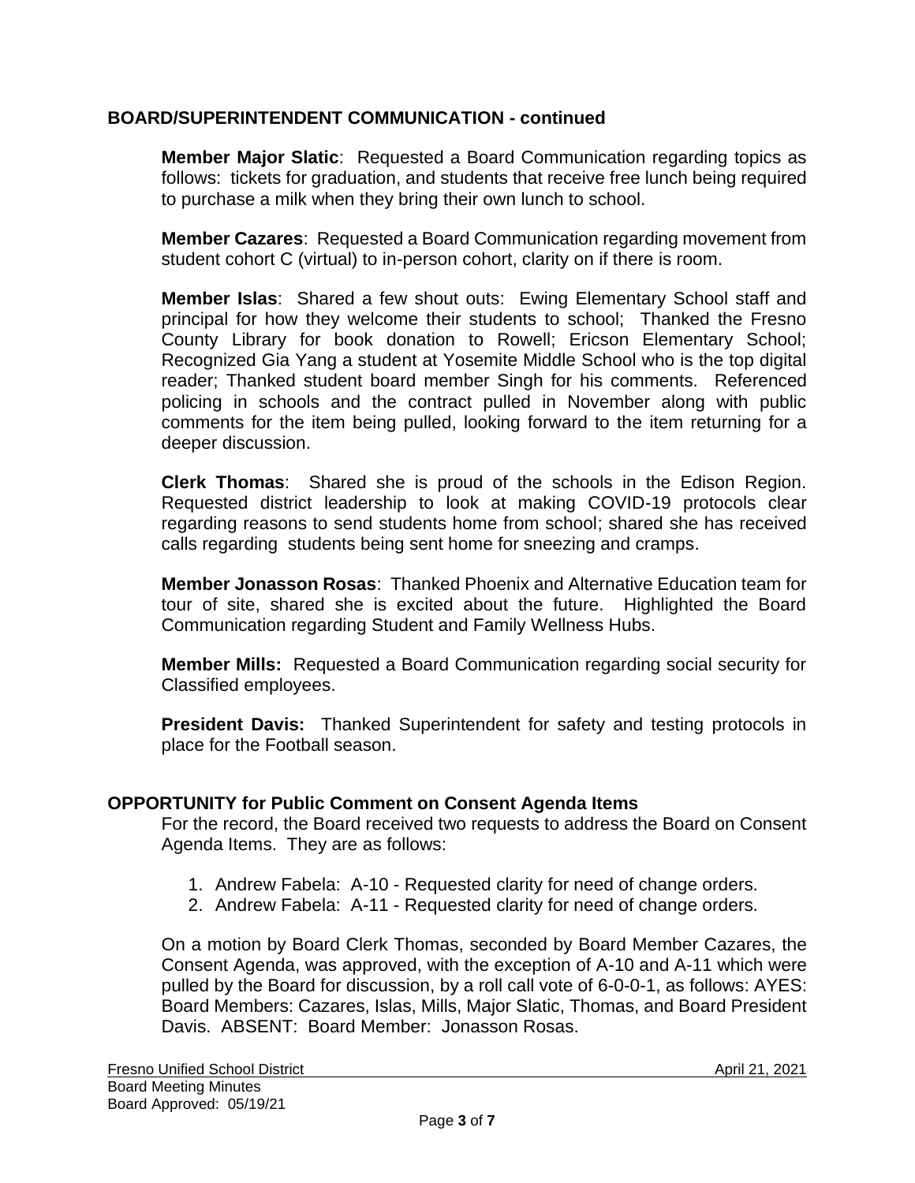## BOARD/SUPERINTENDENT COMMUNICATION - continued

**Member Major Slatic**: Requested a Board Communication regarding topics as follows: tickets for graduation, and students that receive free lunch being required to purchase a milk when they bring their own lunch to school.

**Member Cazares**: Requested a Board Communication regarding movement from student cohort C (virtual) to in-person cohort, clarity on if there is room.

**Member Islas**: Shared a few shout outs: Ewing Elementary School staff and principal for how they welcome their students to school; Thanked the Fresno County Library for book donation to Rowell; Ericson Elementary School; Recognized Gia Yang a student at Yosemite Middle School who is the top digital reader; Thanked student board member Singh for his comments. Referenced policing in schools and the contract pulled in November along with public comments for the item being pulled, looking forward to the item returning for a deeper discussion.

**Clerk Thomas**: Shared she is proud of the schools in the Edison Region. Requested district leadership to look at making COVID-19 protocols clear regarding reasons to send students home from school; shared she has received calls regarding students being sent home for sneezing and cramps.

**Member Jonasson Rosas**: Thanked Phoenix and Alternative Education team for tour of site, shared she is excited about the future. Highlighted the Board Communication regarding Student and Family Wellness Hubs.

**Member Mills:** Requested a Board Communication regarding social security for Classified employees.

**President Davis:** Thanked Superintendent for safety and testing protocols in place for the Football season.

## OPPORTUNITY for Public Comment on Consent Agenda Items

For the record, the Board received two requests to address the Board on Consent Agenda Items. They are as follows:

1. Andrew Fabela: A-10 - Requested clarity for need of change orders.
2. Andrew Fabela: A-11 - Requested clarity for need of change orders.

On a motion by Board Clerk Thomas, seconded by Board Member Cazares, the Consent Agenda, was approved, with the exception of A-10 and A-11 which were pulled by the Board for discussion, by a roll call vote of 6-0-0-1, as follows: AYES: Board Members: Cazares, Islas, Mills, Major Slatic, Thomas, and Board President Davis. ABSENT: Board Member: Jonasson Rosas.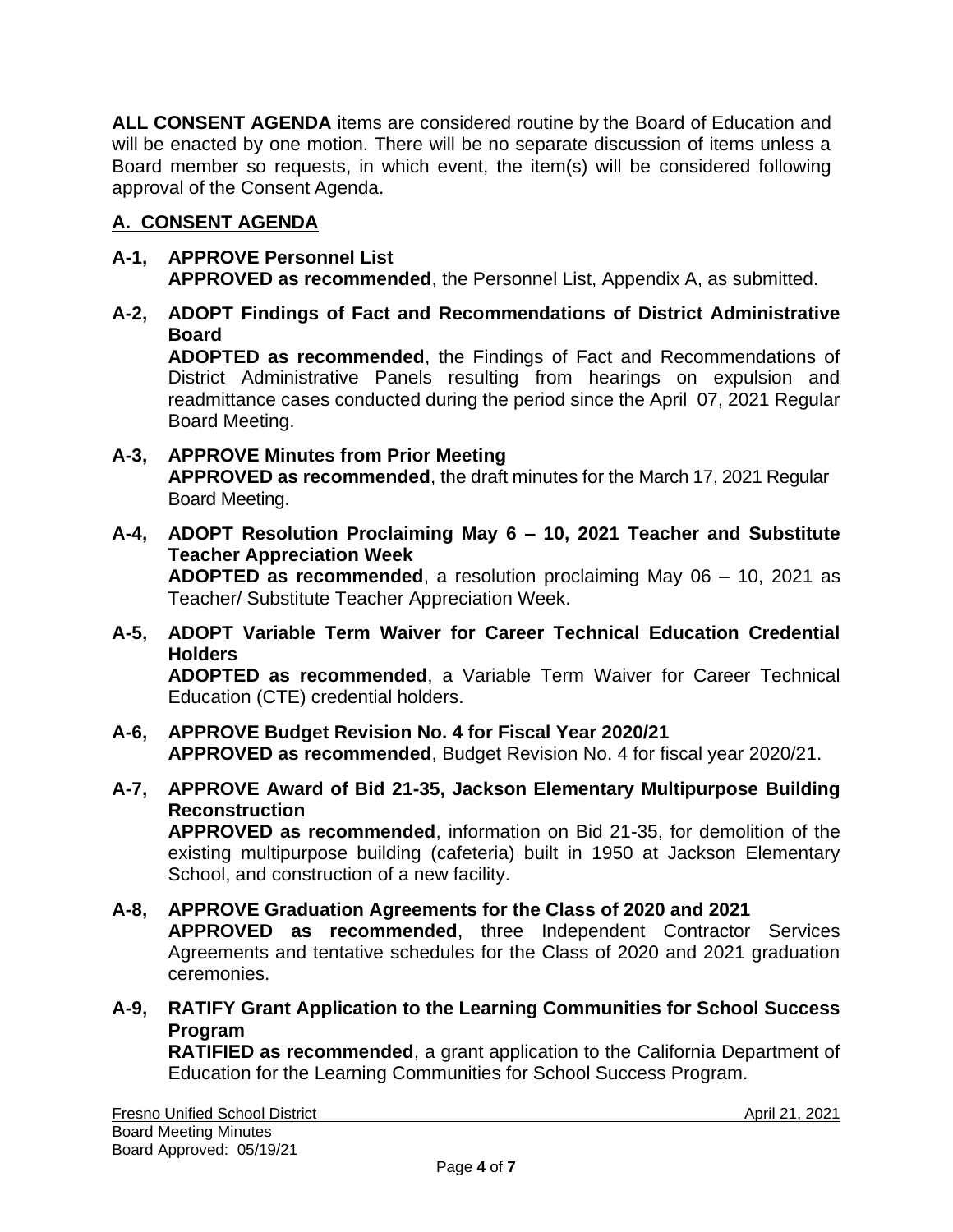**ALL CONSENT AGENDA** items are considered routine by the Board of Education and will be enacted by one motion. There will be no separate discussion of items unless a Board member so requests, in which event, the item(s) will be considered following approval of the Consent Agenda.

## A. CONSENT AGENDA

**A-1, APPROVE Personnel List**
**APPROVED as recommended**, the Personnel List, Appendix A, as submitted.

**A-2, ADOPT Findings of Fact and Recommendations of District Administrative Board**
**ADOPTED as recommended**, the Findings of Fact and Recommendations of District Administrative Panels resulting from hearings on expulsion and readmittance cases conducted during the period since the April 07, 2021 Regular Board Meeting.

**A-3, APPROVE Minutes from Prior Meeting**
**APPROVED as recommended**, the draft minutes for the March 17, 2021 Regular Board Meeting.

**A-4, ADOPT Resolution Proclaiming May 6 – 10, 2021 Teacher and Substitute Teacher Appreciation Week**
**ADOPTED as recommended**, a resolution proclaiming May 06 – 10, 2021 as Teacher/ Substitute Teacher Appreciation Week.

**A-5, ADOPT Variable Term Waiver for Career Technical Education Credential Holders**
**ADOPTED as recommended**, a Variable Term Waiver for Career Technical Education (CTE) credential holders.

**A-6, APPROVE Budget Revision No. 4 for Fiscal Year 2020/21**
**APPROVED as recommended**, Budget Revision No. 4 for fiscal year 2020/21.

**A-7, APPROVE Award of Bid 21-35, Jackson Elementary Multipurpose Building Reconstruction**
**APPROVED as recommended**, information on Bid 21-35, for demolition of the existing multipurpose building (cafeteria) built in 1950 at Jackson Elementary School, and construction of a new facility.

**A-8, APPROVE Graduation Agreements for the Class of 2020 and 2021**
**APPROVED as recommended**, three Independent Contractor Services Agreements and tentative schedules for the Class of 2020 and 2021 graduation ceremonies.

**A-9, RATIFY Grant Application to the Learning Communities for School Success Program**
**RATIFIED as recommended**, a grant application to the California Department of Education for the Learning Communities for School Success Program.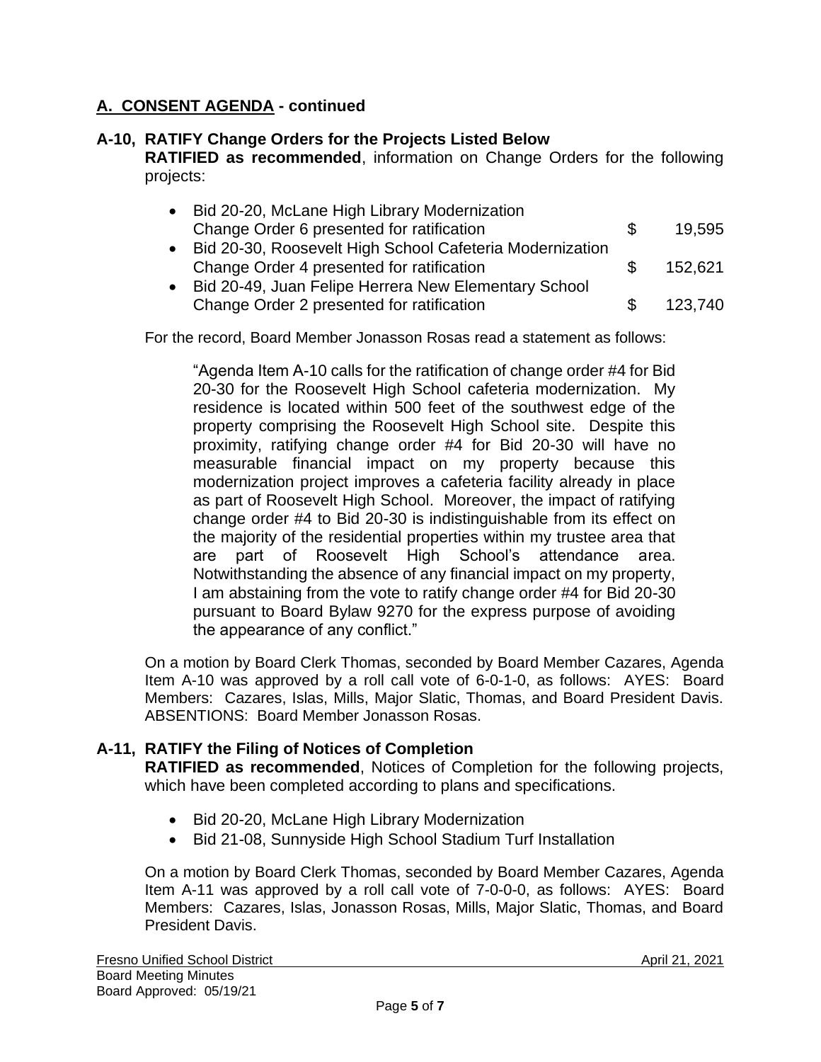## A. CONSENT AGENDA - continued

### A-10, RATIFY Change Orders for the Projects Listed Below

**RATIFIED as recommended**, information on Change Orders for the following projects:

- Bid 20-20, McLane High Library Modernization
  Change Order 6 presented for ratification $ 19,595
- Bid 20-30, Roosevelt High School Cafeteria Modernization
  Change Order 4 presented for ratification $ 152,621
- Bid 20-49, Juan Felipe Herrera New Elementary School
  Change Order 2 presented for ratification $ 123,740

For the record, Board Member Jonasson Rosas read a statement as follows:

> "Agenda Item A-10 calls for the ratification of change order #4 for Bid 20-30 for the Roosevelt High School cafeteria modernization. My residence is located within 500 feet of the southwest edge of the property comprising the Roosevelt High School site. Despite this proximity, ratifying change order #4 for Bid 20-30 will have no measurable financial impact on my property because this modernization project improves a cafeteria facility already in place as part of Roosevelt High School. Moreover, the impact of ratifying change order #4 to Bid 20-30 is indistinguishable from its effect on the majority of the residential properties within my trustee area that are part of Roosevelt High School's attendance area. Notwithstanding the absence of any financial impact on my property, I am abstaining from the vote to ratify change order #4 for Bid 20-30 pursuant to Board Bylaw 9270 for the express purpose of avoiding the appearance of any conflict."

On a motion by Board Clerk Thomas, seconded by Board Member Cazares, Agenda Item A-10 was approved by a roll call vote of 6-0-1-0, as follows: AYES: Board Members: Cazares, Islas, Mills, Major Slatic, Thomas, and Board President Davis. ABSENTIONS: Board Member Jonasson Rosas.

### A-11, RATIFY the Filing of Notices of Completion

**RATIFIED as recommended**, Notices of Completion for the following projects, which have been completed according to plans and specifications.

- Bid 20-20, McLane High Library Modernization
- Bid 21-08, Sunnyside High School Stadium Turf Installation

On a motion by Board Clerk Thomas, seconded by Board Member Cazares, Agenda Item A-11 was approved by a roll call vote of 7-0-0-0, as follows: AYES: Board Members: Cazares, Islas, Jonasson Rosas, Mills, Major Slatic, Thomas, and Board President Davis.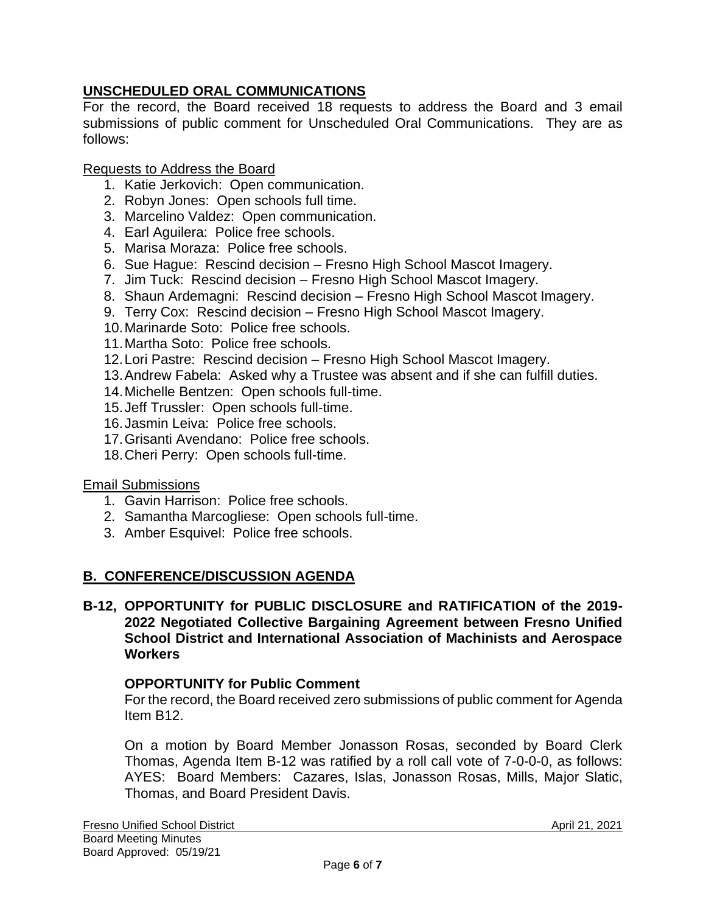## UNSCHEDULED ORAL COMMUNICATIONS

For the record, the Board received 18 requests to address the Board and 3 email submissions of public comment for Unscheduled Oral Communications. They are as follows:

Requests to Address the Board

1. Katie Jerkovich: Open communication.
2. Robyn Jones: Open schools full time.
3. Marcelino Valdez: Open communication.
4. Earl Aguilera: Police free schools.
5. Marisa Moraza: Police free schools.
6. Sue Hague: Rescind decision – Fresno High School Mascot Imagery.
7. Jim Tuck: Rescind decision – Fresno High School Mascot Imagery.
8. Shaun Ardemagni: Rescind decision – Fresno High School Mascot Imagery.
9. Terry Cox: Rescind decision – Fresno High School Mascot Imagery.
10. Marinarde Soto: Police free schools.
11. Martha Soto: Police free schools.
12. Lori Pastre: Rescind decision – Fresno High School Mascot Imagery.
13. Andrew Fabela: Asked why a Trustee was absent and if she can fulfill duties.
14. Michelle Bentzen: Open schools full-time.
15. Jeff Trussler: Open schools full-time.
16. Jasmin Leiva: Police free schools.
17. Grisanti Avendano: Police free schools.
18. Cheri Perry: Open schools full-time.

Email Submissions

1. Gavin Harrison: Police free schools.
2. Samantha Marcogliese: Open schools full-time.
3. Amber Esquivel: Police free schools.

## B. CONFERENCE/DISCUSSION AGENDA

**B-12, OPPORTUNITY for PUBLIC DISCLOSURE and RATIFICATION of the 2019-2022 Negotiated Collective Bargaining Agreement between Fresno Unified School District and International Association of Machinists and Aerospace Workers**

**OPPORTUNITY for Public Comment**

For the record, the Board received zero submissions of public comment for Agenda Item B12.

On a motion by Board Member Jonasson Rosas, seconded by Board Clerk Thomas, Agenda Item B-12 was ratified by a roll call vote of 7-0-0-0, as follows: AYES: Board Members: Cazares, Islas, Jonasson Rosas, Mills, Major Slatic, Thomas, and Board President Davis.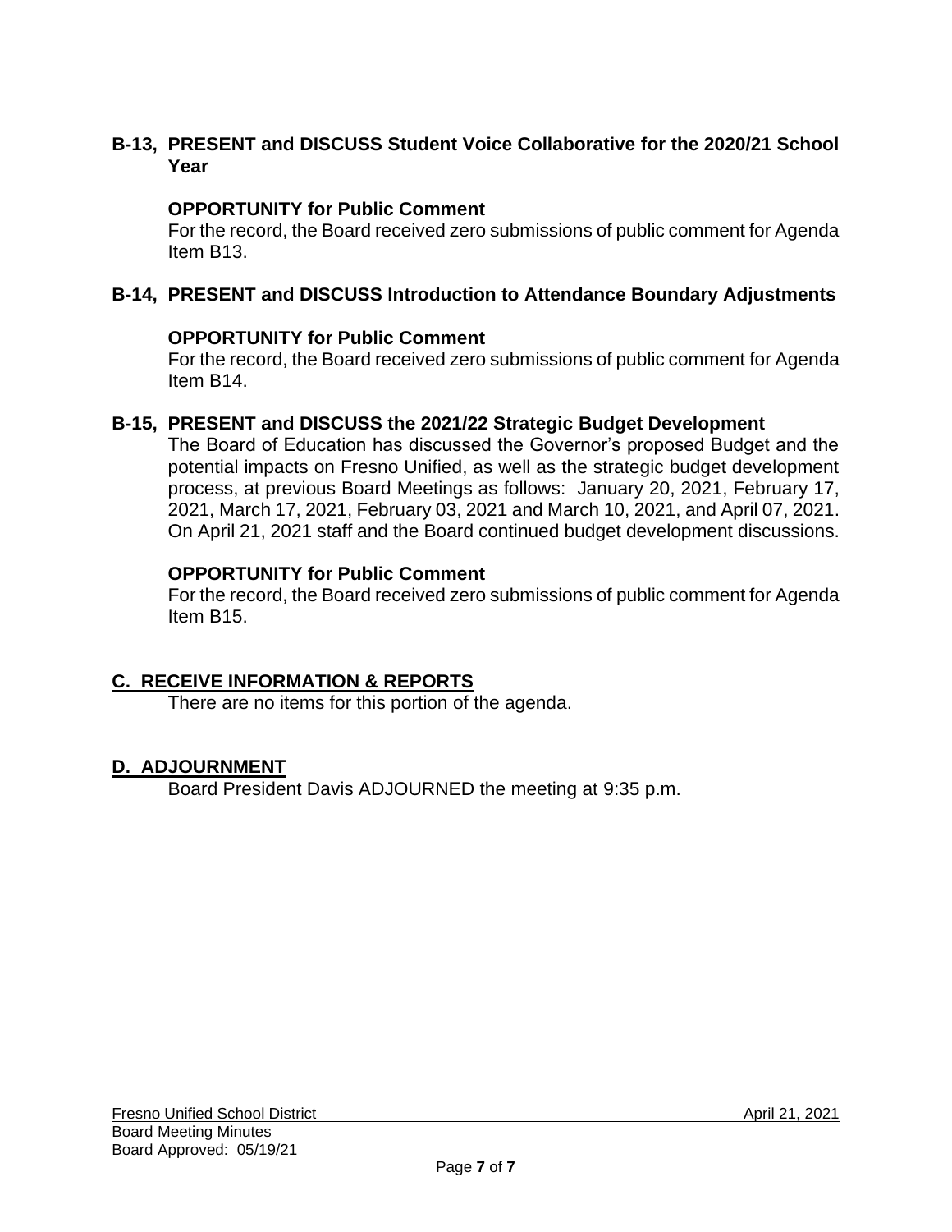### B-13, PRESENT and DISCUSS Student Voice Collaborative for the 2020/21 School Year

**OPPORTUNITY for Public Comment**

For the record, the Board received zero submissions of public comment for Agenda Item B13.

### B-14, PRESENT and DISCUSS Introduction to Attendance Boundary Adjustments

**OPPORTUNITY for Public Comment**

For the record, the Board received zero submissions of public comment for Agenda Item B14.

### B-15, PRESENT and DISCUSS the 2021/22 Strategic Budget Development

The Board of Education has discussed the Governor's proposed Budget and the potential impacts on Fresno Unified, as well as the strategic budget development process, at previous Board Meetings as follows: January 20, 2021, February 17, 2021, March 17, 2021, February 03, 2021 and March 10, 2021, and April 07, 2021. On April 21, 2021 staff and the Board continued budget development discussions.

**OPPORTUNITY for Public Comment**

For the record, the Board received zero submissions of public comment for Agenda Item B15.

## C. RECEIVE INFORMATION & REPORTS

There are no items for this portion of the agenda.

## D. ADJOURNMENT

Board President Davis ADJOURNED the meeting at 9:35 p.m.